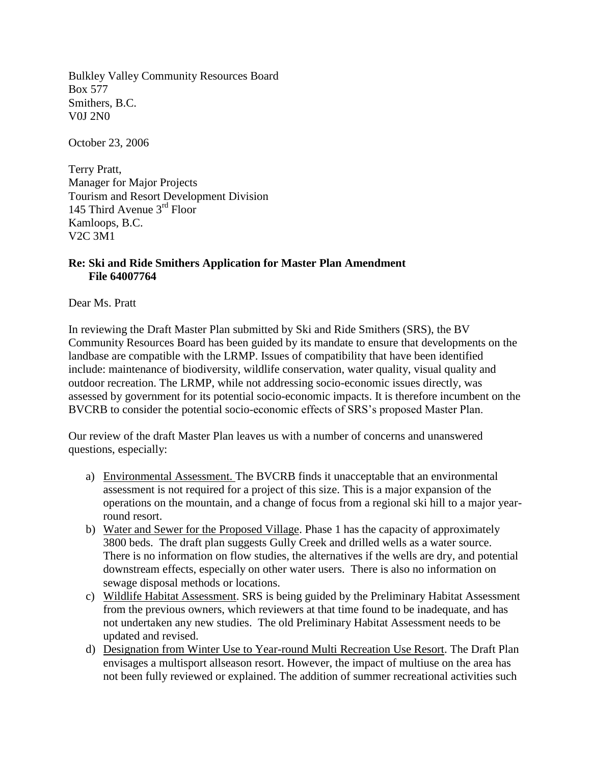Bulkley Valley Community Resources Board
Box 577
Smithers, B.C.
V0J 2N0

October 23, 2006

Terry Pratt,
Manager for Major Projects
Tourism and Resort Development Division
145 Third Avenue 3rd Floor
Kamloops, B.C.
V2C 3M1

**Re: Ski and Ride Smithers Application for Master Plan Amendment**
**File 64007764**

Dear Ms. Pratt

In reviewing the Draft Master Plan submitted by Ski and Ride Smithers (SRS), the BV Community Resources Board has been guided by its mandate to ensure that developments on the landbase are compatible with the LRMP. Issues of compatibility that have been identified include: maintenance of biodiversity, wildlife conservation, water quality, visual quality and outdoor recreation. The LRMP, while not addressing socio-economic issues directly, was assessed by government for its potential socio-economic impacts. It is therefore incumbent on the BVCRB to consider the potential socio-economic effects of SRS's proposed Master Plan.

Our review of the draft Master Plan leaves us with a number of concerns and unanswered questions, especially:

a) Environmental Assessment. The BVCRB finds it unacceptable that an environmental assessment is not required for a project of this size. This is a major expansion of the operations on the mountain, and a change of focus from a regional ski hill to a major year-round resort.
b) Water and Sewer for the Proposed Village. Phase 1 has the capacity of approximately 3800 beds. The draft plan suggests Gully Creek and drilled wells as a water source. There is no information on flow studies, the alternatives if the wells are dry, and potential downstream effects, especially on other water users. There is also no information on sewage disposal methods or locations.
c) Wildlife Habitat Assessment. SRS is being guided by the Preliminary Habitat Assessment from the previous owners, which reviewers at that time found to be inadequate, and has not undertaken any new studies. The old Preliminary Habitat Assessment needs to be updated and revised.
d) Designation from Winter Use to Year-round Multi Recreation Use Resort. The Draft Plan envisages a multisport allseason resort. However, the impact of multiuse on the area has not been fully reviewed or explained. The addition of summer recreational activities such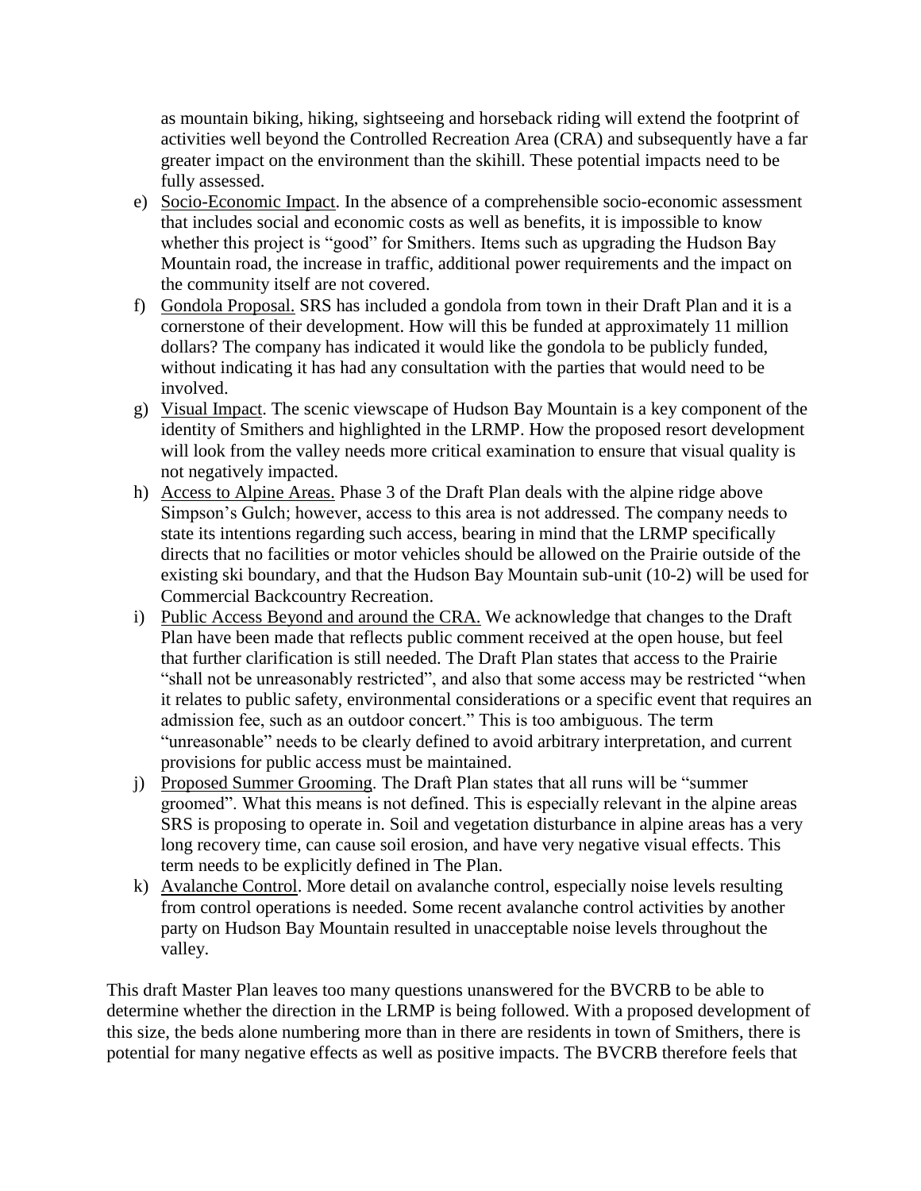as mountain biking, hiking, sightseeing and horseback riding will extend the footprint of activities well beyond the Controlled Recreation Area (CRA) and subsequently have a far greater impact on the environment than the skihill. These potential impacts need to be fully assessed.

e) Socio-Economic Impact. In the absence of a comprehensible socio-economic assessment that includes social and economic costs as well as benefits, it is impossible to know whether this project is "good" for Smithers. Items such as upgrading the Hudson Bay Mountain road, the increase in traffic, additional power requirements and the impact on the community itself are not covered.

f) Gondola Proposal. SRS has included a gondola from town in their Draft Plan and it is a cornerstone of their development. How will this be funded at approximately 11 million dollars? The company has indicated it would like the gondola to be publicly funded, without indicating it has had any consultation with the parties that would need to be involved.

g) Visual Impact. The scenic viewscape of Hudson Bay Mountain is a key component of the identity of Smithers and highlighted in the LRMP. How the proposed resort development will look from the valley needs more critical examination to ensure that visual quality is not negatively impacted.

h) Access to Alpine Areas. Phase 3 of the Draft Plan deals with the alpine ridge above Simpson's Gulch; however, access to this area is not addressed. The company needs to state its intentions regarding such access, bearing in mind that the LRMP specifically directs that no facilities or motor vehicles should be allowed on the Prairie outside of the existing ski boundary, and that the Hudson Bay Mountain sub-unit (10-2) will be used for Commercial Backcountry Recreation.

i) Public Access Beyond and around the CRA. We acknowledge that changes to the Draft Plan have been made that reflects public comment received at the open house, but feel that further clarification is still needed. The Draft Plan states that access to the Prairie "shall not be unreasonably restricted", and also that some access may be restricted "when it relates to public safety, environmental considerations or a specific event that requires an admission fee, such as an outdoor concert." This is too ambiguous. The term "unreasonable" needs to be clearly defined to avoid arbitrary interpretation, and current provisions for public access must be maintained.

j) Proposed Summer Grooming. The Draft Plan states that all runs will be "summer groomed". What this means is not defined. This is especially relevant in the alpine areas SRS is proposing to operate in. Soil and vegetation disturbance in alpine areas has a very long recovery time, can cause soil erosion, and have very negative visual effects. This term needs to be explicitly defined in The Plan.

k) Avalanche Control. More detail on avalanche control, especially noise levels resulting from control operations is needed. Some recent avalanche control activities by another party on Hudson Bay Mountain resulted in unacceptable noise levels throughout the valley.

This draft Master Plan leaves too many questions unanswered for the BVCRB to be able to determine whether the direction in the LRMP is being followed. With a proposed development of this size, the beds alone numbering more than in there are residents in town of Smithers, there is potential for many negative effects as well as positive impacts. The BVCRB therefore feels that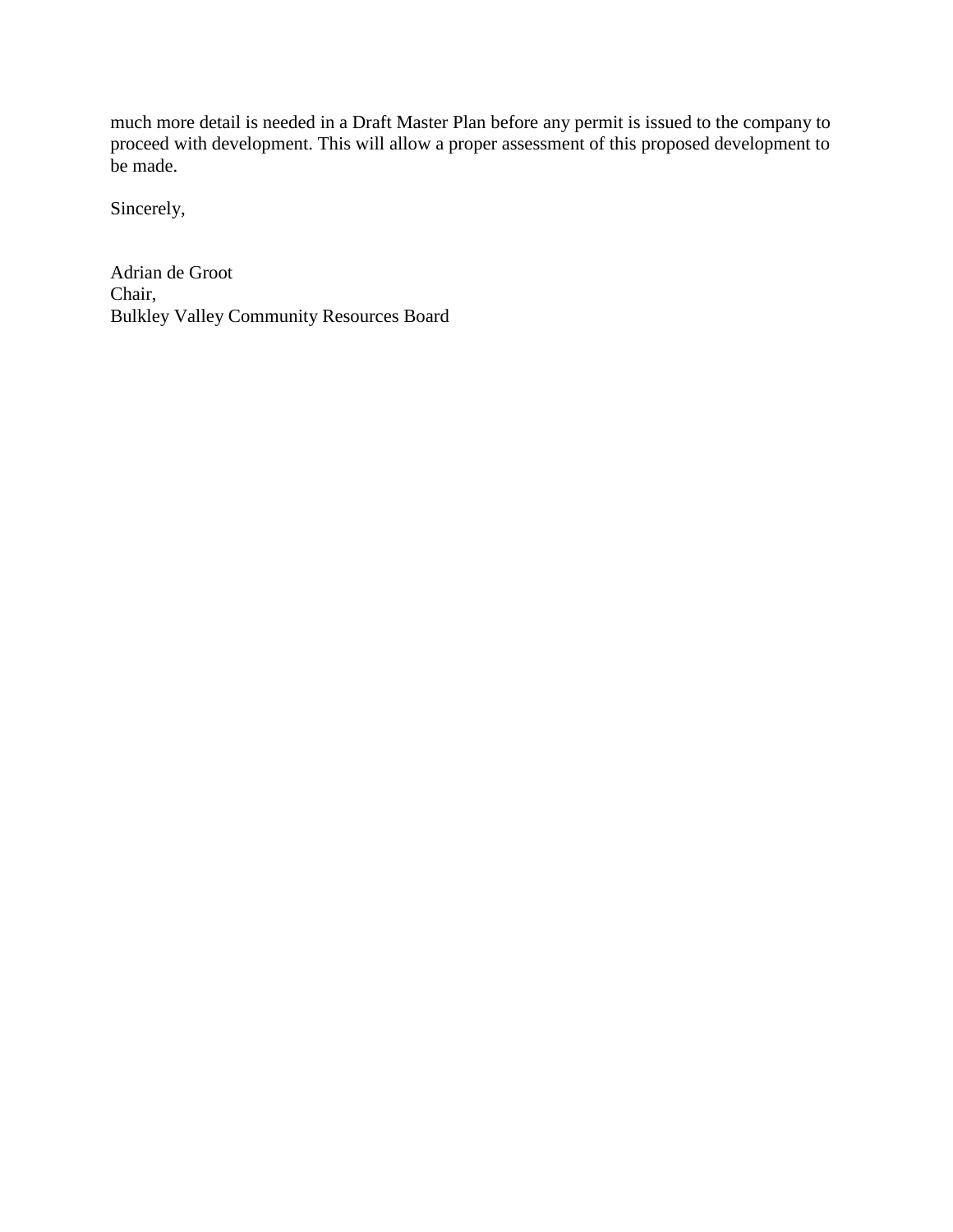much more detail is needed in a Draft Master Plan before any permit is issued to the company to proceed with development. This will allow a proper assessment of this proposed development to be made.

Sincerely,

Adrian de Groot
Chair,
Bulkley Valley Community Resources Board